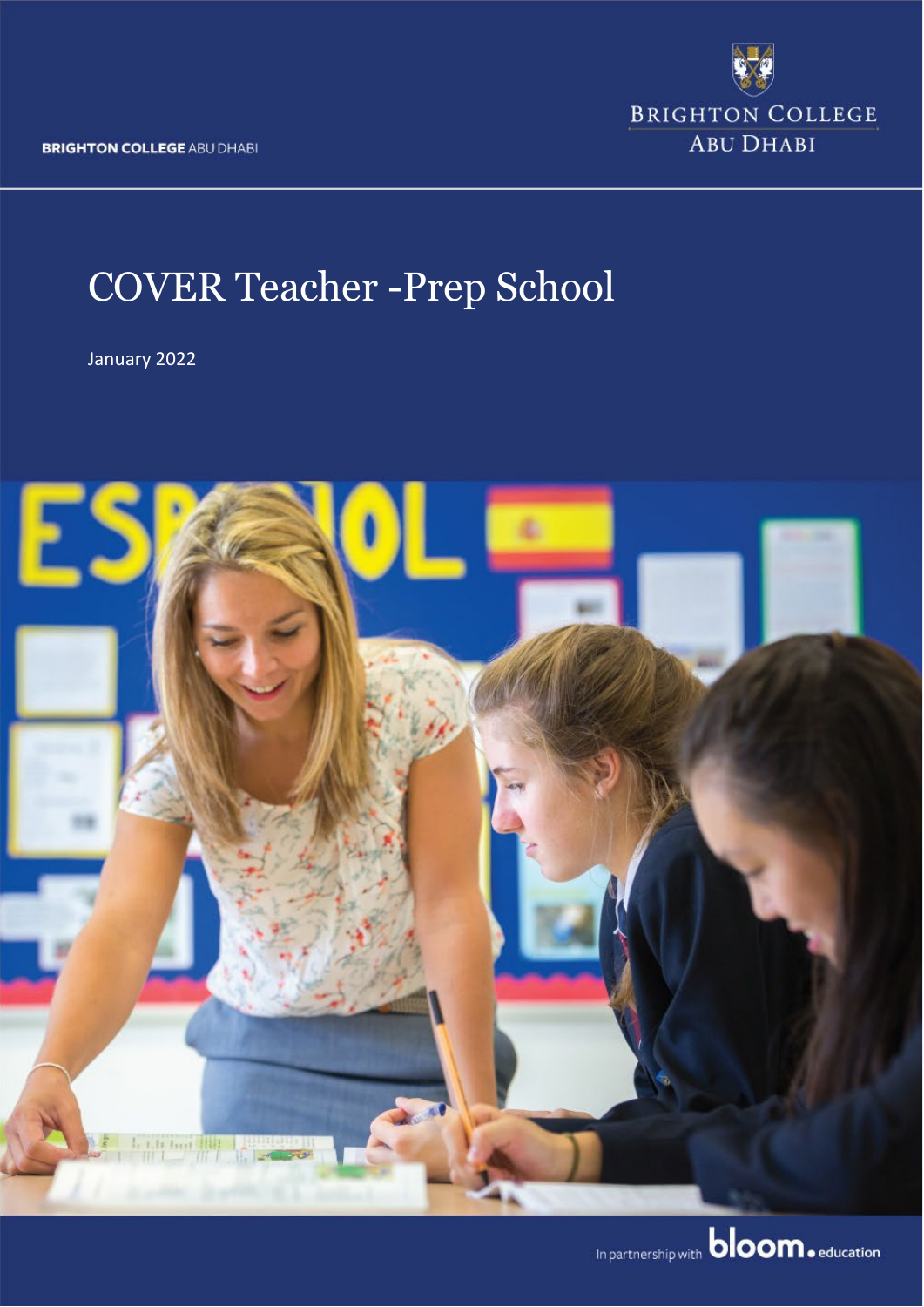BRIGHTON COLLEGE ABU DHABI

# COVER Teacher -Prep School

January 2022

In partnership with bloom.education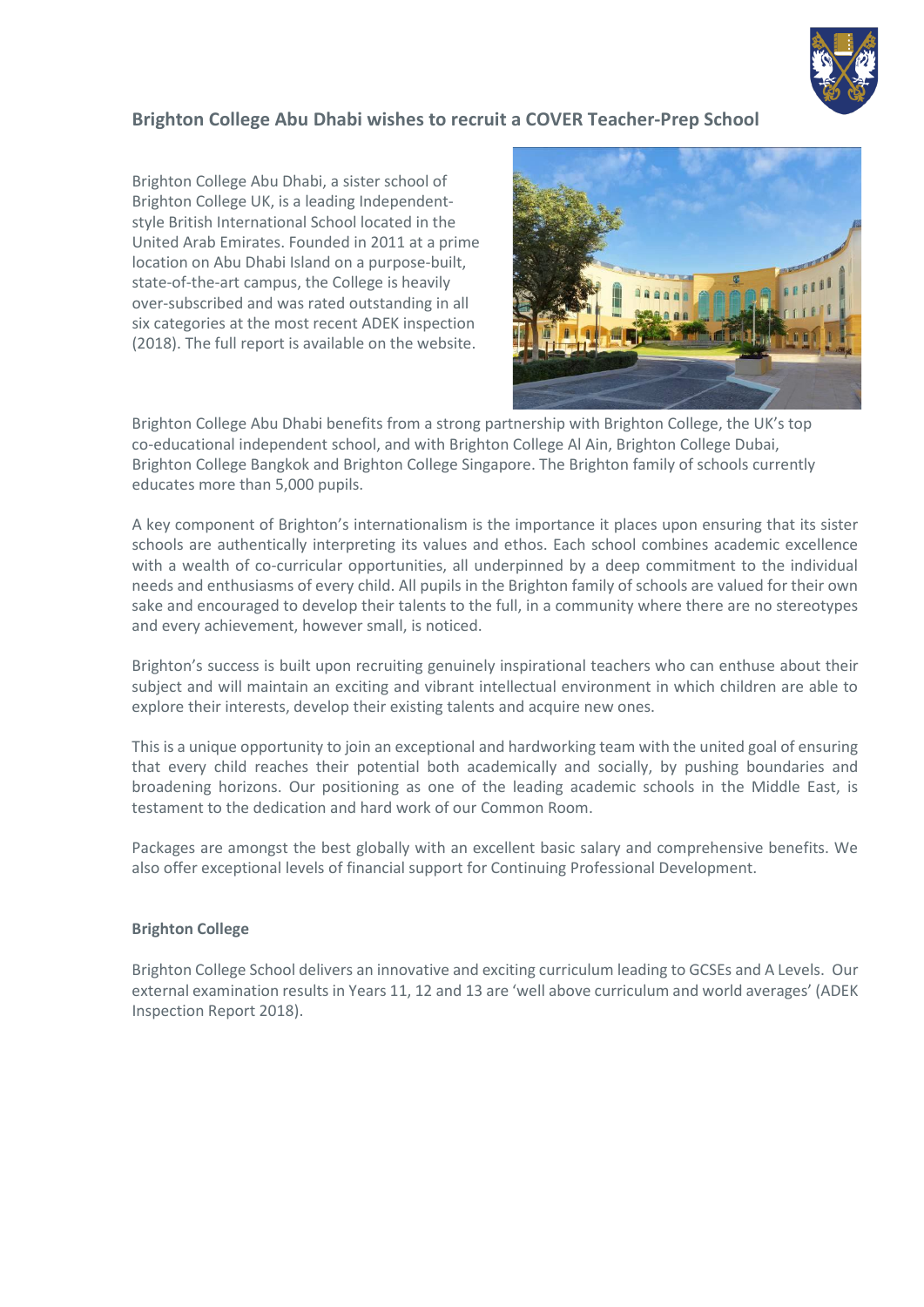## Brighton College Abu Dhabi wishes to recruit a COVER Teacher-Prep School

Brighton College Abu Dhabi, a sister school of Brighton College UK, is a leading Independent-style British International School located in the United Arab Emirates. Founded in 2011 at a prime location on Abu Dhabi Island on a purpose-built, state-of-the-art campus, the College is heavily over-subscribed and was rated outstanding in all six categories at the most recent ADEK inspection (2018). The full report is available on the website.

Brighton College Abu Dhabi benefits from a strong partnership with Brighton College, the UK's top co-educational independent school, and with Brighton College Al Ain, Brighton College Dubai, Brighton College Bangkok and Brighton College Singapore. The Brighton family of schools currently educates more than 5,000 pupils.

A key component of Brighton's internationalism is the importance it places upon ensuring that its sister schools are authentically interpreting its values and ethos. Each school combines academic excellence with a wealth of co-curricular opportunities, all underpinned by a deep commitment to the individual needs and enthusiasms of every child. All pupils in the Brighton family of schools are valued for their own sake and encouraged to develop their talents to the full, in a community where there are no stereotypes and every achievement, however small, is noticed.

Brighton's success is built upon recruiting genuinely inspirational teachers who can enthuse about their subject and will maintain an exciting and vibrant intellectual environment in which children are able to explore their interests, develop their existing talents and acquire new ones.

This is a unique opportunity to join an exceptional and hardworking team with the united goal of ensuring that every child reaches their potential both academically and socially, by pushing boundaries and broadening horizons. Our positioning as one of the leading academic schools in the Middle East, is testament to the dedication and hard work of our Common Room.

Packages are amongst the best globally with an excellent basic salary and comprehensive benefits. We also offer exceptional levels of financial support for Continuing Professional Development.

**Brighton College**

Brighton College School delivers an innovative and exciting curriculum leading to GCSEs and A Levels. Our external examination results in Years 11, 12 and 13 are 'well above curriculum and world averages' (ADEK Inspection Report 2018).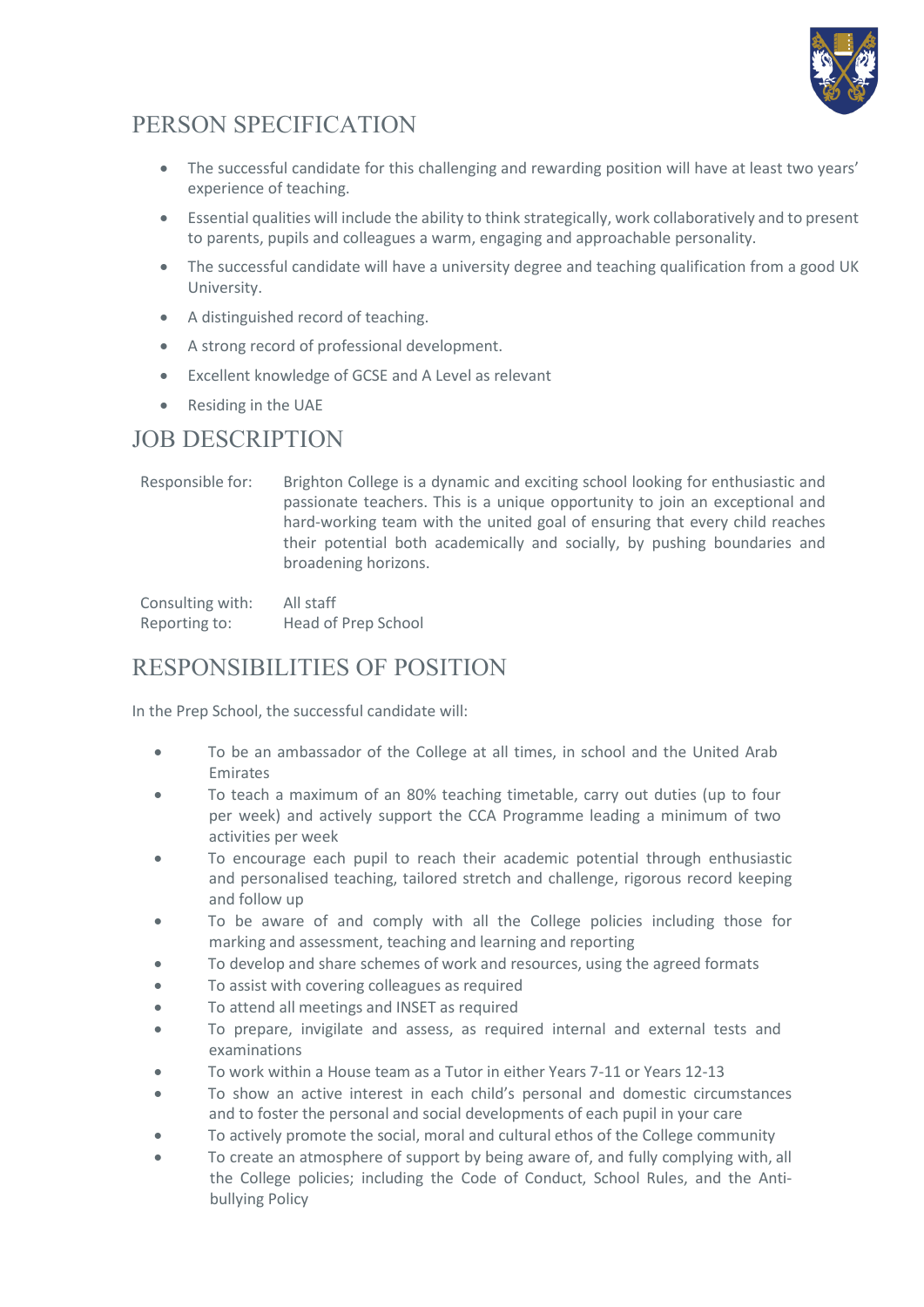# PERSON SPECIFICATION

- The successful candidate for this challenging and rewarding position will have at least two years' experience of teaching.
- Essential qualities will include the ability to think strategically, work collaboratively and to present to parents, pupils and colleagues a warm, engaging and approachable personality.
- The successful candidate will have a university degree and teaching qualification from a good UK University.
- A distinguished record of teaching.
- A strong record of professional development.
- Excellent knowledge of GCSE and A Level as relevant
- Residing in the UAE

# JOB DESCRIPTION

| | |
|---|---|
| Responsible for: | Brighton College is a dynamic and exciting school looking for enthusiastic and passionate teachers. This is a unique opportunity to join an exceptional and hard-working team with the united goal of ensuring that every child reaches their potential both academically and socially, by pushing boundaries and broadening horizons. |
| Consulting with: | All staff |
| Reporting to: | Head of Prep School |

# RESPONSIBILITIES OF POSITION

In the Prep School, the successful candidate will:

- To be an ambassador of the College at all times, in school and the United Arab Emirates
- To teach a maximum of an 80% teaching timetable, carry out duties (up to four per week) and actively support the CCA Programme leading a minimum of two activities per week
- To encourage each pupil to reach their academic potential through enthusiastic and personalised teaching, tailored stretch and challenge, rigorous record keeping and follow up
- To be aware of and comply with all the College policies including those for marking and assessment, teaching and learning and reporting
- To develop and share schemes of work and resources, using the agreed formats
- To assist with covering colleagues as required
- To attend all meetings and INSET as required
- To prepare, invigilate and assess, as required internal and external tests and examinations
- To work within a House team as a Tutor in either Years 7-11 or Years 12-13
- To show an active interest in each child's personal and domestic circumstances and to foster the personal and social developments of each pupil in your care
- To actively promote the social, moral and cultural ethos of the College community
- To create an atmosphere of support by being aware of, and fully complying with, all the College policies; including the Code of Conduct, School Rules, and the Anti-bullying Policy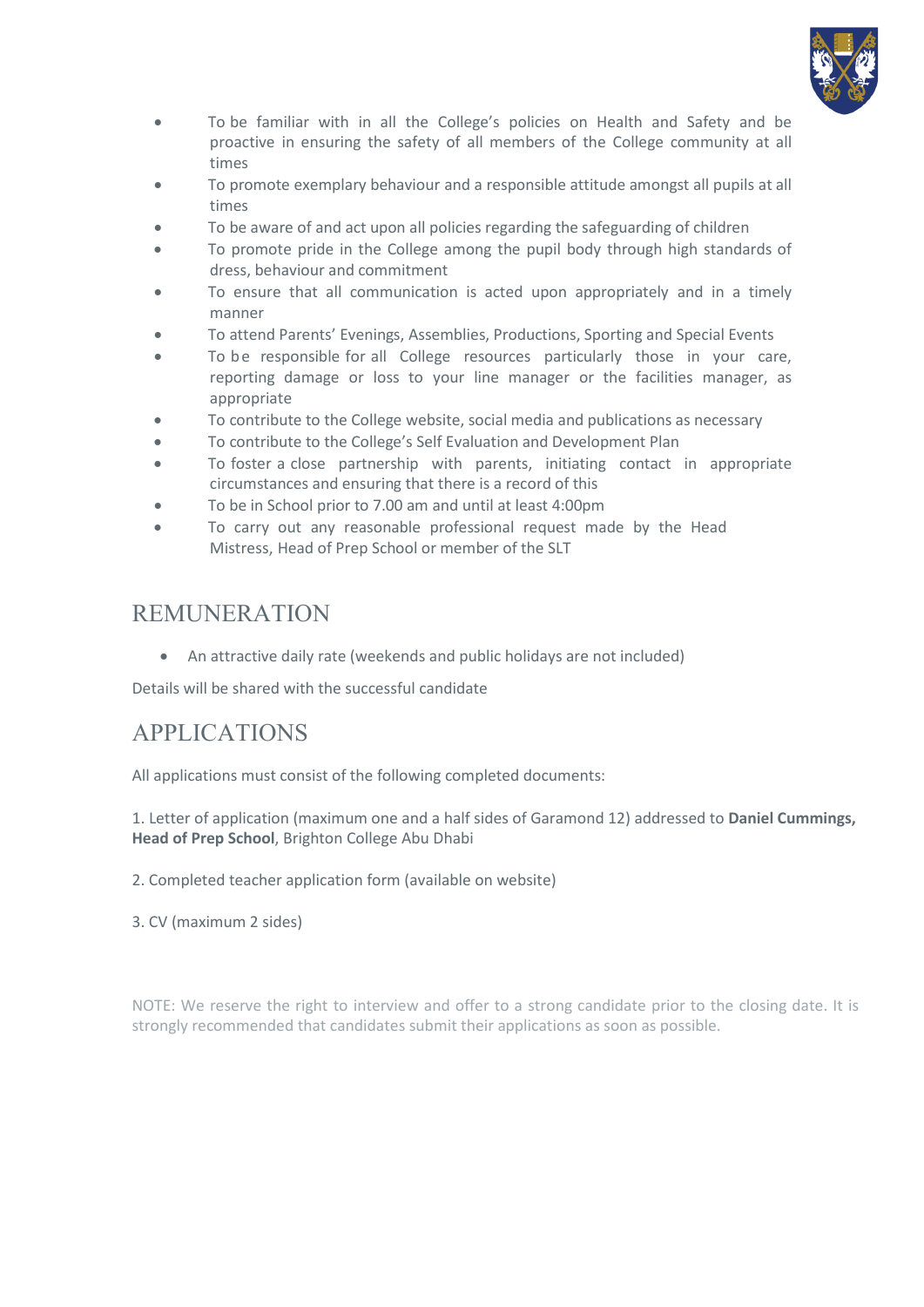- To be familiar with in all the College's policies on Health and Safety and be proactive in ensuring the safety of all members of the College community at all times
- To promote exemplary behaviour and a responsible attitude amongst all pupils at all times
- To be aware of and act upon all policies regarding the safeguarding of children
- To promote pride in the College among the pupil body through high standards of dress, behaviour and commitment
- To ensure that all communication is acted upon appropriately and in a timely manner
- To attend Parents' Evenings, Assemblies, Productions, Sporting and Special Events
- To be responsible for all College resources particularly those in your care, reporting damage or loss to your line manager or the facilities manager, as appropriate
- To contribute to the College website, social media and publications as necessary
- To contribute to the College's Self Evaluation and Development Plan
- To foster a close partnership with parents, initiating contact in appropriate circumstances and ensuring that there is a record of this
- To be in School prior to 7.00 am and until at least 4:00pm
- To carry out any reasonable professional request made by the Head Mistress, Head of Prep School or member of the SLT

## REMUNERATION

- An attractive daily rate (weekends and public holidays are not included)

Details will be shared with the successful candidate

## APPLICATIONS

All applications must consist of the following completed documents:

1. Letter of application (maximum one and a half sides of Garamond 12) addressed to **Daniel Cummings, Head of Prep School**, Brighton College Abu Dhabi

2. Completed teacher application form (available on website)

3. CV (maximum 2 sides)

NOTE: We reserve the right to interview and offer to a strong candidate prior to the closing date. It is strongly recommended that candidates submit their applications as soon as possible.